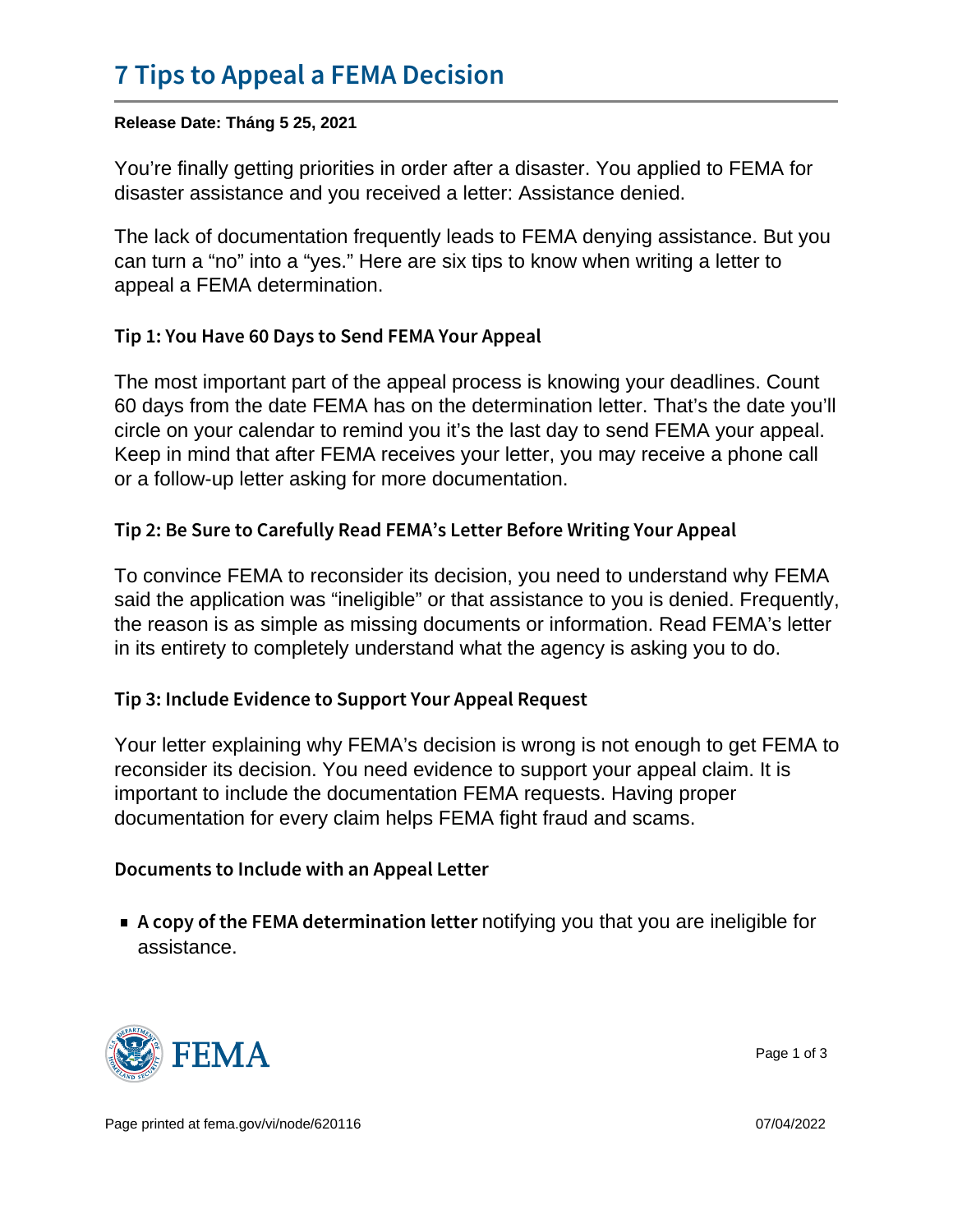# 7 Tips to Appeal a FEMA Decision

**Release Date: Tháng 5 25, 2021**

You're finally getting priorities in order after a disaster. You applied to FEMA for disaster assistance and you received a letter: Assistance denied.

The lack of documentation frequently leads to FEMA denying assistance. But you can turn a "no" into a "yes." Here are six tips to know when writing a letter to appeal a FEMA determination.

### Tip 1: You Have 60 Days to Send FEMA Your Appeal

The most important part of the appeal process is knowing your deadlines. Count 60 days from the date FEMA has on the determination letter. That's the date you'll circle on your calendar to remind you it's the last day to send FEMA your appeal. Keep in mind that after FEMA receives your letter, you may receive a phone call or a follow-up letter asking for more documentation.

### Tip 2: Be Sure to Carefully Read FEMA's Letter Before Writing Your Appeal

To convince FEMA to reconsider its decision, you need to understand why FEMA said the application was "ineligible" or that assistance to you is denied. Frequently, the reason is as simple as missing documents or information. Read FEMA's letter in its entirety to completely understand what the agency is asking you to do.

### Tip 3: Include Evidence to Support Your Appeal Request

Your letter explaining why FEMA's decision is wrong is not enough to get FEMA to reconsider its decision. You need evidence to support your appeal claim. It is important to include the documentation FEMA requests. Having proper documentation for every claim helps FEMA fight fraud and scams.

### Documents to Include with an Appeal Letter

- **A copy of the FEMA determination letter** notifying you that you are ineligible for assistance.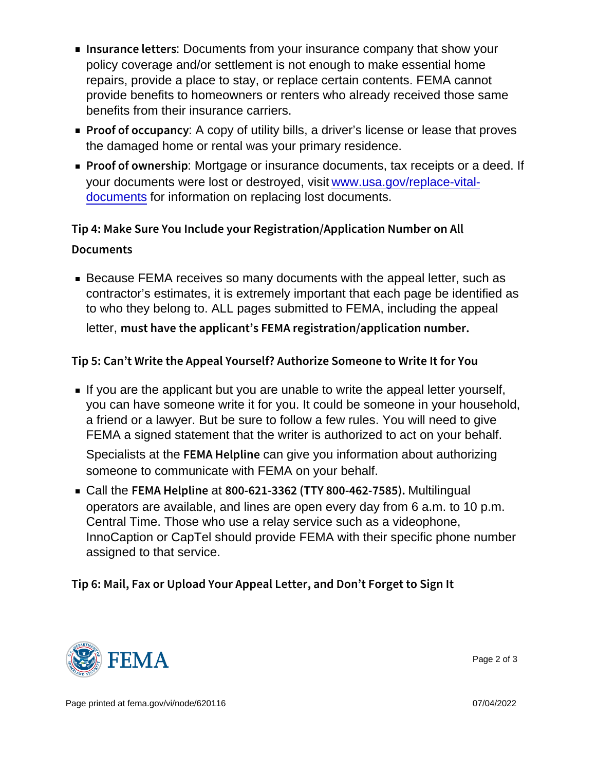- **Insurance letters**: Documents from your insurance company that show your policy coverage and/or settlement is not enough to make essential home repairs, provide a place to stay, or replace certain contents. FEMA cannot provide benefits to homeowners or renters who already received those same benefits from their insurance carriers.
- **Proof of occupancy**: A copy of utility bills, a driver's license or lease that proves the damaged home or rental was your primary residence.
- **Proof of ownership**: Mortgage or insurance documents, tax receipts or a deed. If your documents were lost or destroyed, visit [www.usa.gov/replace-vital-documents](www.usa.gov/replace-vital-documents) for information on replacing lost documents.

### Tip 4: Make Sure You Include your Registration/Application Number on All Documents

- Because FEMA receives so many documents with the appeal letter, such as contractor's estimates, it is extremely important that each page be identified as to who they belong to. ALL pages submitted to FEMA, including the appeal letter, **must have the applicant's FEMA registration/application number.**

### Tip 5: Can't Write the Appeal Yourself? Authorize Someone to Write It for You

- If you are the applicant but you are unable to write the appeal letter yourself, you can have someone write it for you. It could be someone in your household, a friend or a lawyer. But be sure to follow a few rules. You will need to give FEMA a signed statement that the writer is authorized to act on your behalf.

  Specialists at the **FEMA Helpline** can give you information about authorizing someone to communicate with FEMA on your behalf.
- Call the **FEMA Helpline** at **800-621-3362 (TTY 800-462-7585).** Multilingual operators are available, and lines are open every day from 6 a.m. to 10 p.m. Central Time. Those who use a relay service such as a videophone, InnoCaption or CapTel should provide FEMA with their specific phone number assigned to that service.

### Tip 6: Mail, Fax or Upload Your Appeal Letter, and Don't Forget to Sign It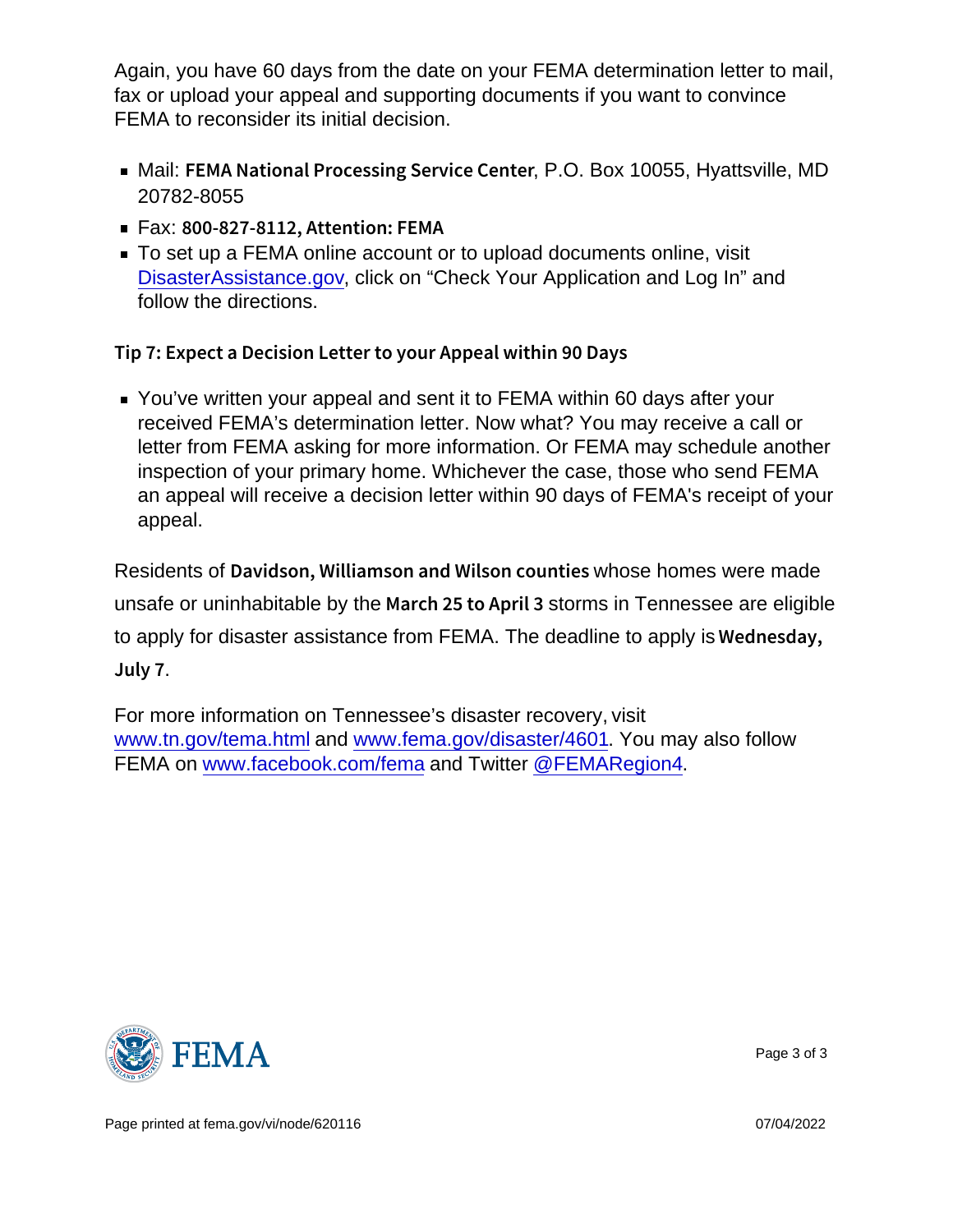Again, you have 60 days from the date on your FEMA determination letter to mail, fax or upload your appeal and supporting documents if you want to convince FEMA to reconsider its initial decision.

- Mail: **FEMA National Processing Service Center**, P.O. Box 10055, Hyattsville, MD 20782-8055
- Fax: **800-827-8112, Attention: FEMA**
- To set up a FEMA online account or to upload documents online, visit [DisasterAssistance.gov](DisasterAssistance.gov), click on "Check Your Application and Log In" and follow the directions.

### Tip 7: Expect a Decision Letter to your Appeal within 90 Days

- You've written your appeal and sent it to FEMA within 60 days after your received FEMA's determination letter. Now what? You may receive a call or letter from FEMA asking for more information. Or FEMA may schedule another inspection of your primary home. Whichever the case, those who send FEMA an appeal will receive a decision letter within 90 days of FEMA's receipt of your appeal.

Residents of **Davidson, Williamson and Wilson counties** whose homes were made unsafe or uninhabitable by the **March 25 to April 3** storms in Tennessee are eligible to apply for disaster assistance from FEMA. The deadline to apply is **Wednesday, July 7**.

For more information on Tennessee's disaster recovery, visit [www.tn.gov/tema.html](www.tn.gov/tema.html) and [www.fema.gov/disaster/4601](www.fema.gov/disaster/4601). You may also follow FEMA on [www.facebook.com/fema](www.facebook.com/fema) and Twitter [@FEMARegion4](@FEMARegion4).

Page printed at fema.gov/vi/node/620116 07/04/2022